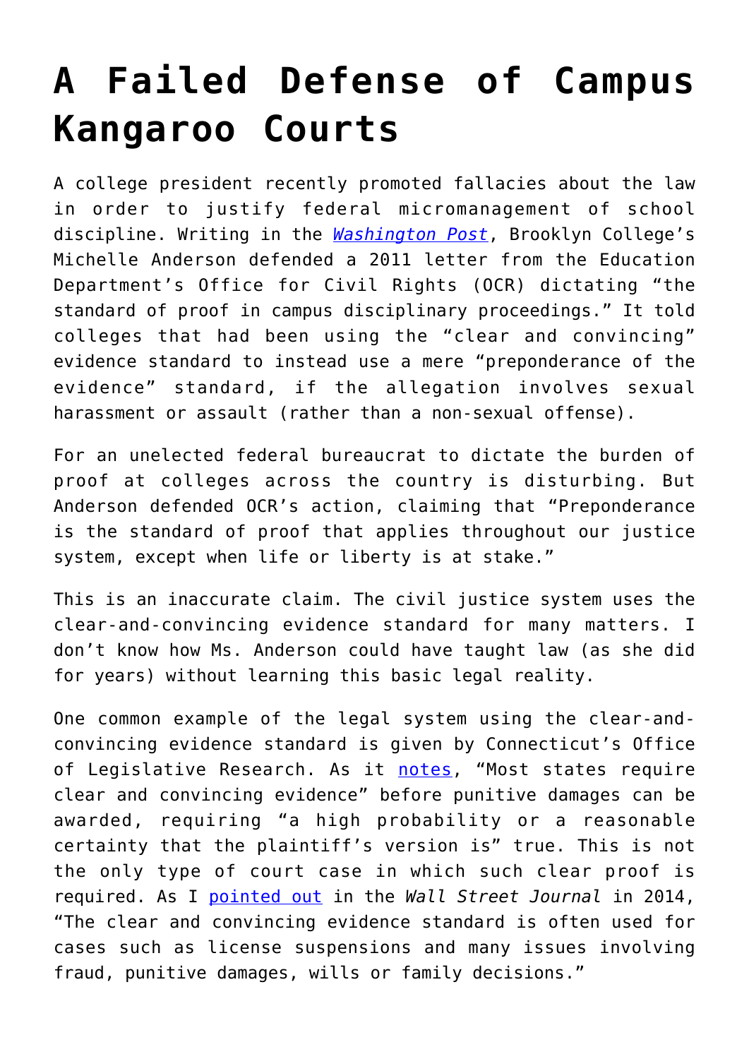# A Failed Defense of Campus Kangaroo Courts

A college president recently promoted fallacies about the law in order to justify federal micromanagement of school discipline. Writing in the *Washington Post*, Brooklyn College's Michelle Anderson defended a 2011 letter from the Education Department's Office for Civil Rights (OCR) dictating "the standard of proof in campus disciplinary proceedings." It told colleges that had been using the "clear and convincing" evidence standard to instead use a mere "preponderance of the evidence" standard, if the allegation involves sexual harassment or assault (rather than a non-sexual offense).

For an unelected federal bureaucrat to dictate the burden of proof at colleges across the country is disturbing. But Anderson defended OCR's action, claiming that "Preponderance is the standard of proof that applies throughout our justice system, except when life or liberty is at stake."

This is an inaccurate claim. The civil justice system uses the clear-and-convincing evidence standard for many matters. I don't know how Ms. Anderson could have taught law (as she did for years) without learning this basic legal reality.

One common example of the legal system using the clear-and-convincing evidence standard is given by Connecticut's Office of Legislative Research. As it notes, "Most states require clear and convincing evidence" before punitive damages can be awarded, requiring "a high probability or a reasonable certainty that the plaintiff's version is" true. This is not the only type of court case in which such clear proof is required. As I pointed out in the *Wall Street Journal* in 2014, "The clear and convincing evidence standard is often used for cases such as license suspensions and many issues involving fraud, punitive damages, wills or family decisions."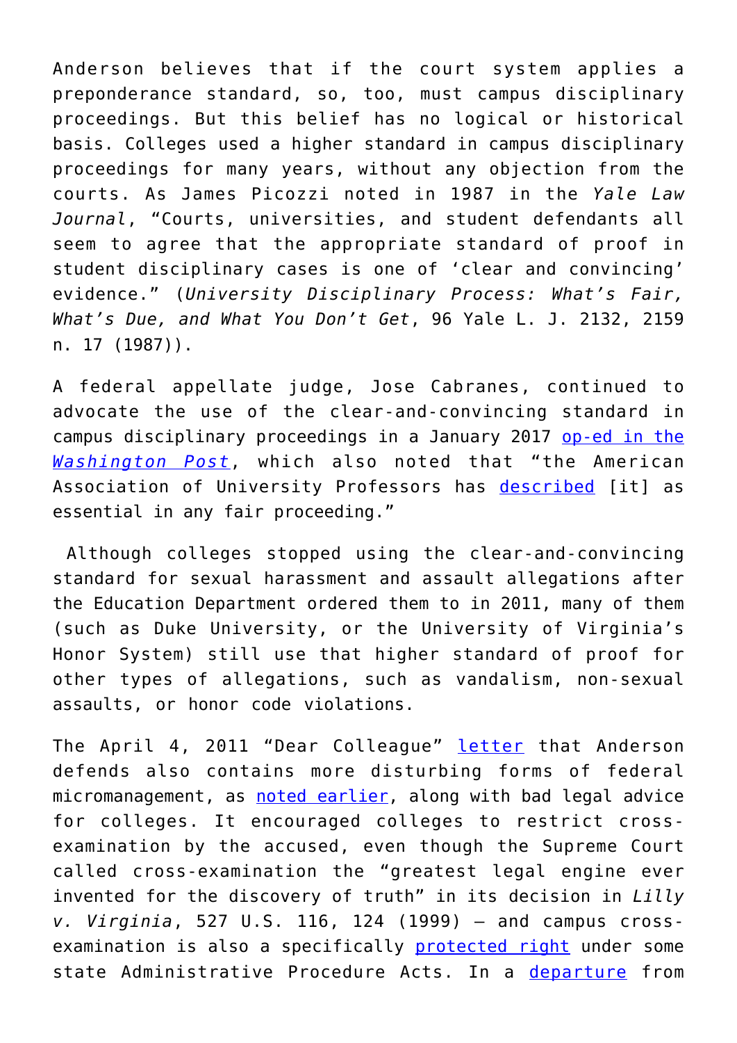Anderson believes that if the court system applies a preponderance standard, so, too, must campus disciplinary proceedings. But this belief has no logical or historical basis. Colleges used a higher standard in campus disciplinary proceedings for many years, without any objection from the courts. As James Picozzi noted in 1987 in the *Yale Law Journal*, "Courts, universities, and student defendants all seem to agree that the appropriate standard of proof in student disciplinary cases is one of 'clear and convincing' evidence." (*University Disciplinary Process: What's Fair, What's Due, and What You Don't Get*, 96 Yale L. J. 2132, 2159 n. 17 (1987)).

A federal appellate judge, Jose Cabranes, continued to advocate the use of the clear-and-convincing standard in campus disciplinary proceedings in a January 2017 op-ed in the *Washington Post*, which also noted that "the American Association of University Professors has described [it] as essential in any fair proceeding."

Although colleges stopped using the clear-and-convincing standard for sexual harassment and assault allegations after the Education Department ordered them to in 2011, many of them (such as Duke University, or the University of Virginia's Honor System) still use that higher standard of proof for other types of allegations, such as vandalism, non-sexual assaults, or honor code violations.

The April 4, 2011 "Dear Colleague" letter that Anderson defends also contains more disturbing forms of federal micromanagement, as noted earlier, along with bad legal advice for colleges. It encouraged colleges to restrict cross-examination by the accused, even though the Supreme Court called cross-examination the "greatest legal engine ever invented for the discovery of truth" in its decision in *Lilly v. Virginia*, 527 U.S. 116, 124 (1999) — and campus cross-examination is also a specifically protected right under some state Administrative Procedure Acts. In a departure from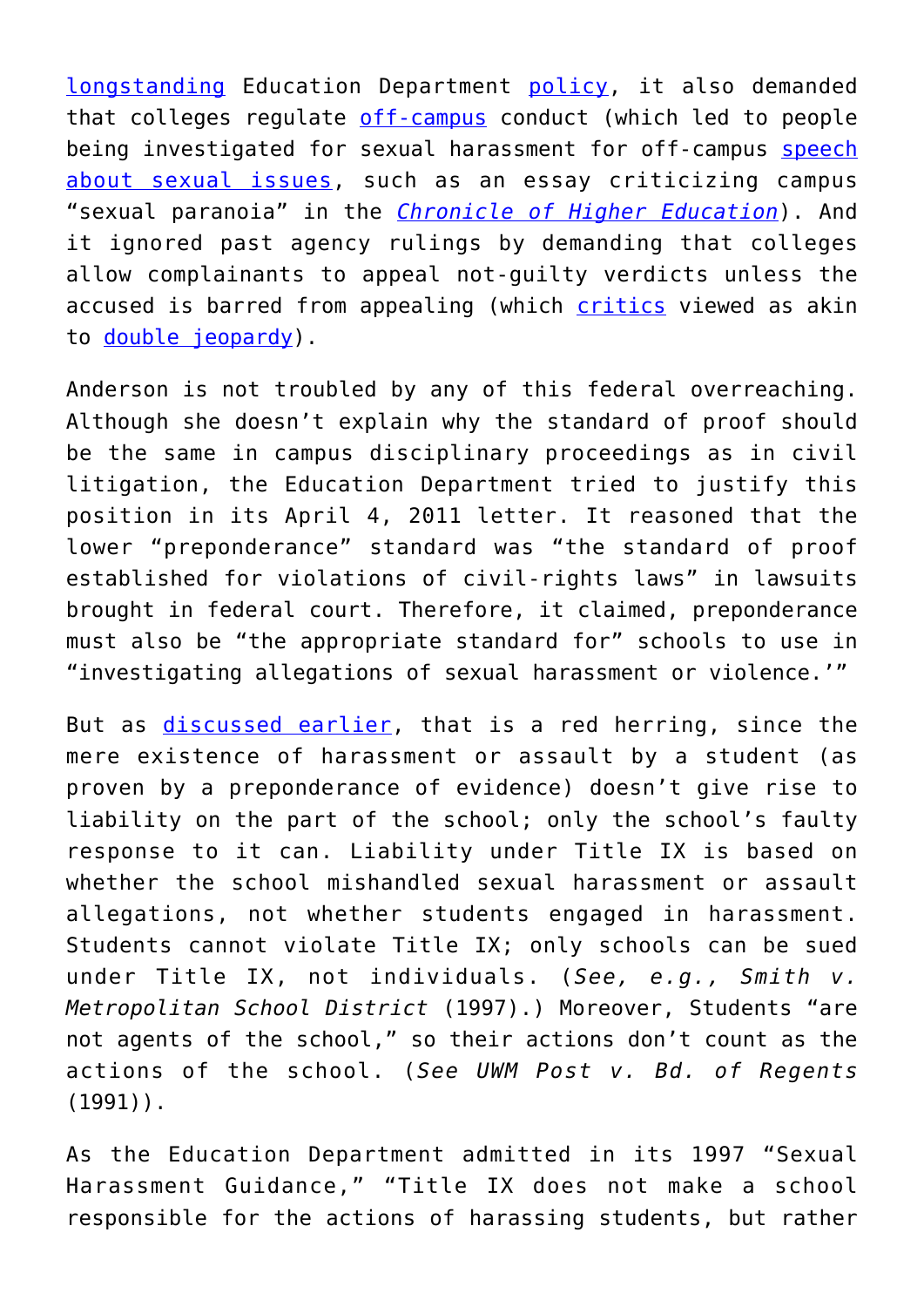longstanding Education Department policy, it also demanded that colleges regulate off-campus conduct (which led to people being investigated for sexual harassment for off-campus speech about sexual issues, such as an essay criticizing campus "sexual paranoia" in the *Chronicle of Higher Education*). And it ignored past agency rulings by demanding that colleges allow complainants to appeal not-guilty verdicts unless the accused is barred from appealing (which critics viewed as akin to double jeopardy).

Anderson is not troubled by any of this federal overreaching. Although she doesn't explain why the standard of proof should be the same in campus disciplinary proceedings as in civil litigation, the Education Department tried to justify this position in its April 4, 2011 letter. It reasoned that the lower "preponderance" standard was "the standard of proof established for violations of civil-rights laws" in lawsuits brought in federal court. Therefore, it claimed, preponderance must also be "the appropriate standard for" schools to use in "investigating allegations of sexual harassment or violence.'"

But as discussed earlier, that is a red herring, since the mere existence of harassment or assault by a student (as proven by a preponderance of evidence) doesn't give rise to liability on the part of the school; only the school's faulty response to it can. Liability under Title IX is based on whether the school mishandled sexual harassment or assault allegations, not whether students engaged in harassment. Students cannot violate Title IX; only schools can be sued under Title IX, not individuals. (*See, e.g., Smith v. Metropolitan School District* (1997).) Moreover, Students "are not agents of the school," so their actions don't count as the actions of the school. (*See UWM Post v. Bd. of Regents* (1991)).

As the Education Department admitted in its 1997 "Sexual Harassment Guidance," "Title IX does not make a school responsible for the actions of harassing students, but rather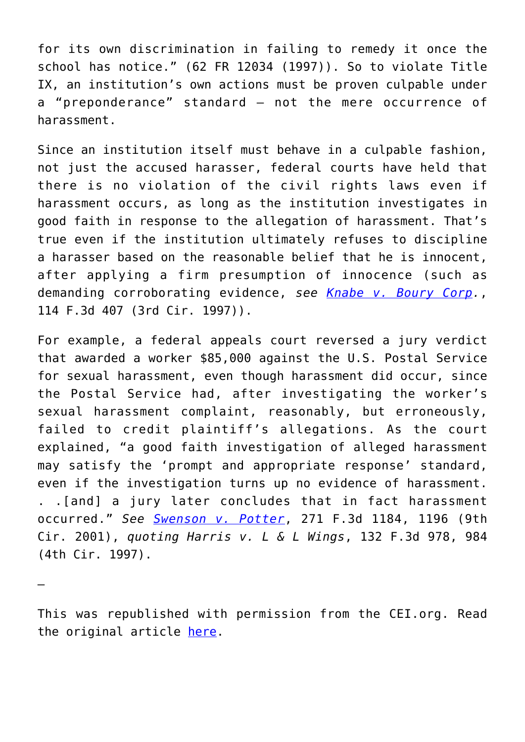for its own discrimination in failing to remedy it once the school has notice." (62 FR 12034 (1997)). So to violate Title IX, an institution's own actions must be proven culpable under a "preponderance" standard — not the mere occurrence of harassment.

Since an institution itself must behave in a culpable fashion, not just the accused harasser, federal courts have held that there is no violation of the civil rights laws even if harassment occurs, as long as the institution investigates in good faith in response to the allegation of harassment. That's true even if the institution ultimately refuses to discipline a harasser based on the reasonable belief that he is innocent, after applying a firm presumption of innocence (such as demanding corroborating evidence, *see* [*Knabe v. Boury Corp.*](), 114 F.3d 407 (3rd Cir. 1997)).

For example, a federal appeals court reversed a jury verdict that awarded a worker $85,000 against the U.S. Postal Service for sexual harassment, even though harassment did occur, since the Postal Service had, after investigating the worker's sexual harassment complaint, reasonably, but erroneously, failed to credit plaintiff's allegations. As the court explained, "a good faith investigation of alleged harassment may satisfy the 'prompt and appropriate response' standard, even if the investigation turns up no evidence of harassment. . .[and] a jury later concludes that in fact harassment occurred." *See* [*Swenson v. Potter*](), 271 F.3d 1184, 1196 (9th Cir. 2001), *quoting Harris v. L & L Wings*, 132 F.3d 978, 984 (4th Cir. 1997).

—

This was republished with permission from the CEI.org. Read the original article [here]().